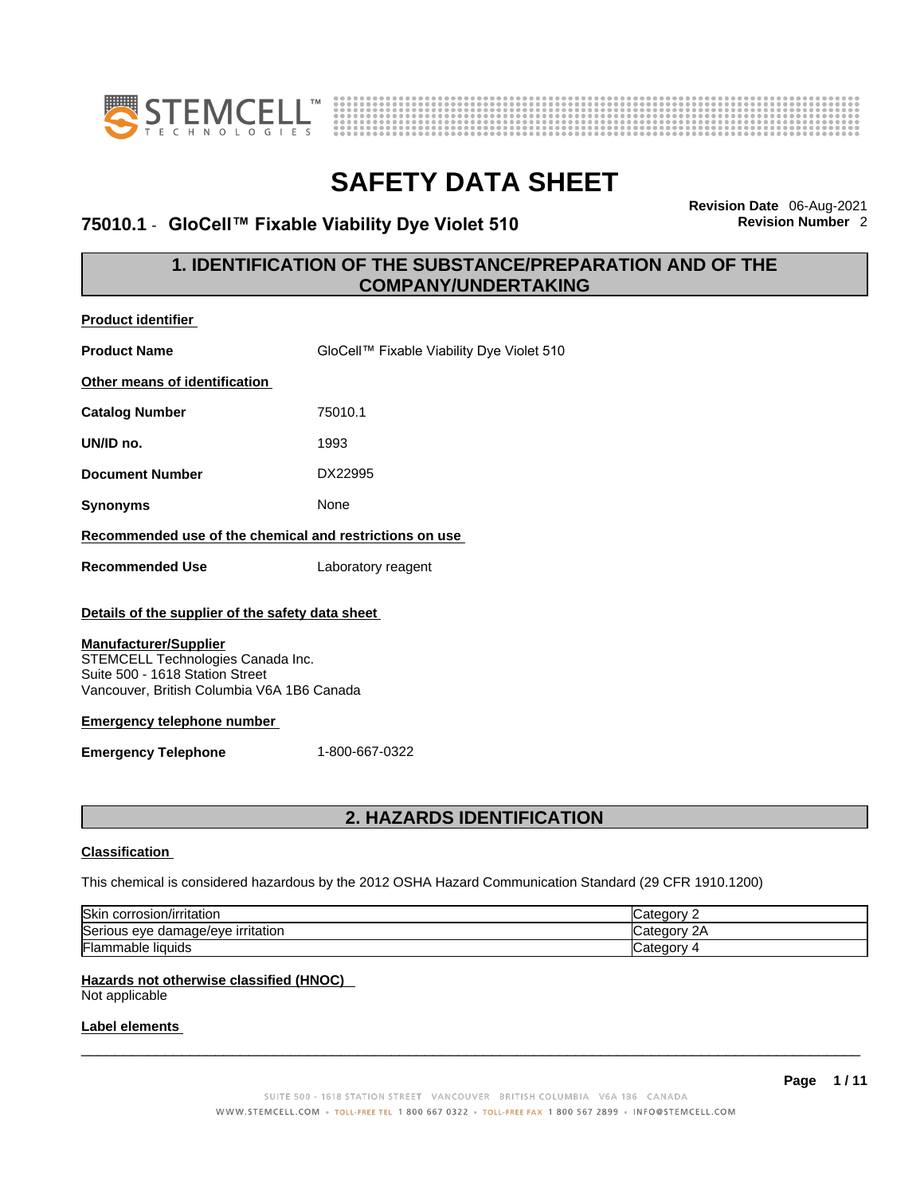# SAFETY DATA SHEET

**75010.1 - GloCell™ Fixable Viability Dye Violet 510**

**Revision Date** 06-Aug-2021
**Revision Number** 2

## 1. IDENTIFICATION OF THE SUBSTANCE/PREPARATION AND OF THE COMPANY/UNDERTAKING

**Product identifier**

**Product Name** GloCell™ Fixable Viability Dye Violet 510

**Other means of identification**

**Catalog Number** 75010.1

**UN/ID no.** 1993

**Document Number** DX22995

**Synonyms** None

**Recommended use of the chemical and restrictions on use**

**Recommended Use** Laboratory reagent

**Details of the supplier of the safety data sheet**

**Manufacturer/Supplier**
STEMCELL Technologies Canada Inc.
Suite 500 - 1618 Station Street
Vancouver, British Columbia V6A 1B6 Canada

**Emergency telephone number**

**Emergency Telephone** 1-800-667-0322

## 2. HAZARDS IDENTIFICATION

**Classification**

This chemical is considered hazardous by the 2012 OSHA Hazard Communication Standard (29 CFR 1910.1200)

| | |
|---|---|
| Skin corrosion/irritation | Category 2 |
| Serious eye damage/eye irritation | Category 2A |
| Flammable liquids | Category 4 |

**Hazards not otherwise classified (HNOC)**
Not applicable

**Label elements**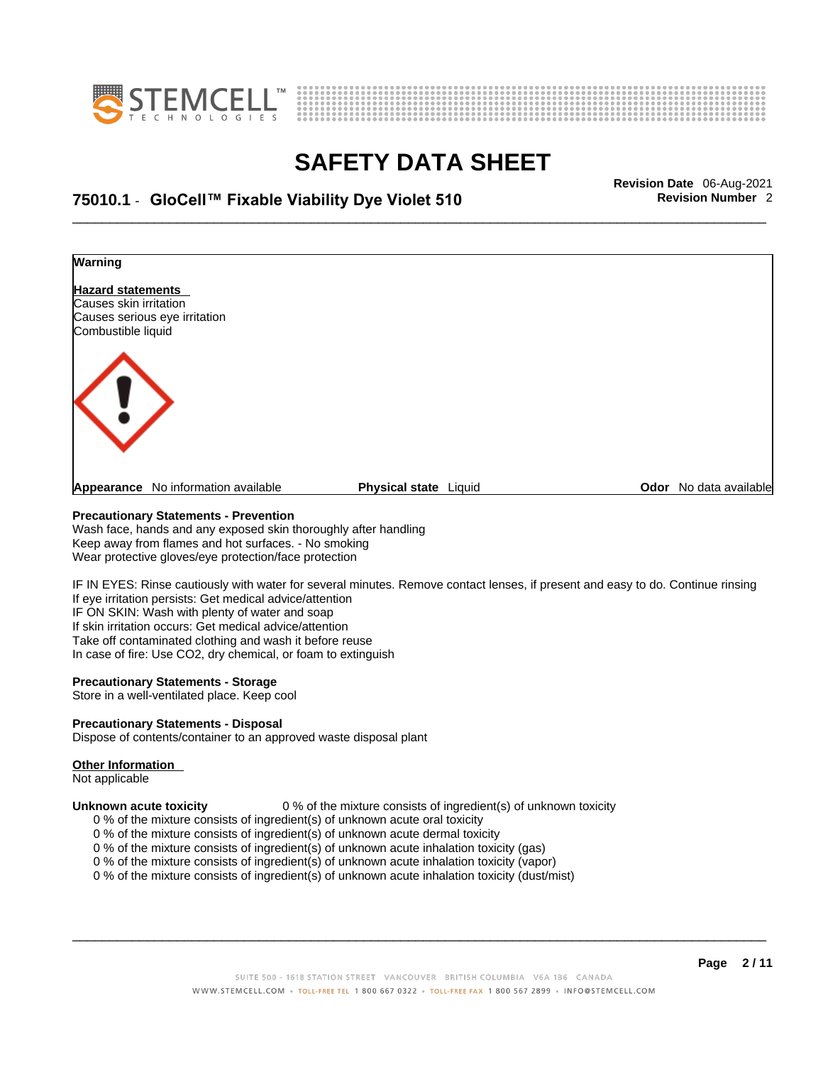**Warning**

**Hazard statements**

Causes skin irritation
Causes serious eye irritation
Combustible liquid

| **Appearance** No information available | **Physical state** Liquid | **Odor** No data available |
|---|---|---|

**Precautionary Statements - Prevention**

Wash face, hands and any exposed skin thoroughly after handling
Keep away from flames and hot surfaces. - No smoking
Wear protective gloves/eye protection/face protection

IF IN EYES: Rinse cautiously with water for several minutes. Remove contact lenses, if present and easy to do. Continue rinsing
If eye irritation persists: Get medical advice/attention
IF ON SKIN: Wash with plenty of water and soap
If skin irritation occurs: Get medical advice/attention
Take off contaminated clothing and wash it before reuse
In case of fire: Use CO2, dry chemical, or foam to extinguish

**Precautionary Statements - Storage**

Store in a well-ventilated place. Keep cool

**Precautionary Statements - Disposal**

Dispose of contents/container to an approved waste disposal plant

**Other Information**

Not applicable

**Unknown acute toxicity** 0 % of the mixture consists of ingredient(s) of unknown toxicity

0 % of the mixture consists of ingredient(s) of unknown acute oral toxicity
0 % of the mixture consists of ingredient(s) of unknown acute dermal toxicity
0 % of the mixture consists of ingredient(s) of unknown acute inhalation toxicity (gas)
0 % of the mixture consists of ingredient(s) of unknown acute inhalation toxicity (vapor)
0 % of the mixture consists of ingredient(s) of unknown acute inhalation toxicity (dust/mist)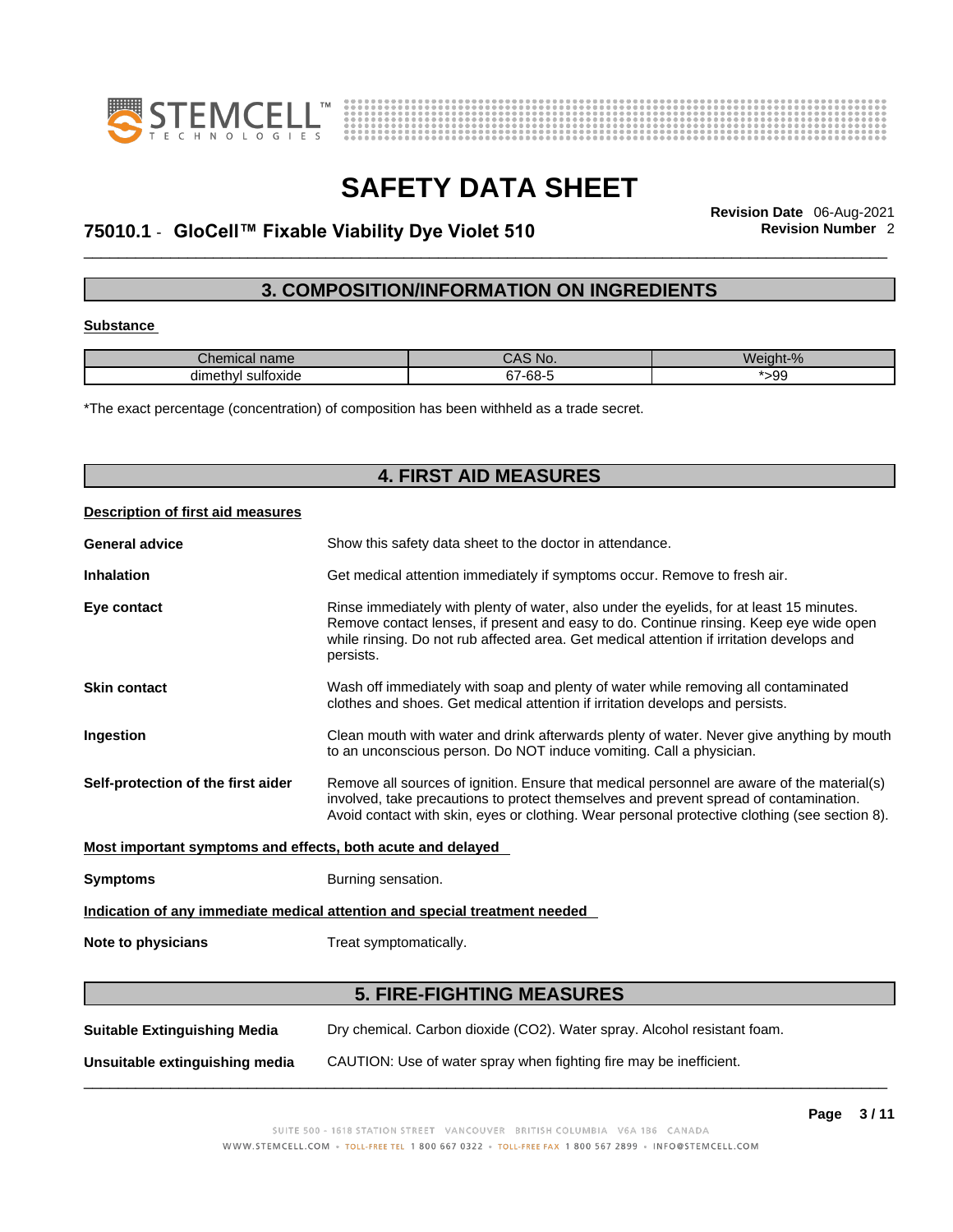## 3. COMPOSITION/INFORMATION ON INGREDIENTS

**Substance**

| Chemical name | CAS No. | Weight-% |
| --- | --- | --- |
| dimethyl sulfoxide | 67-68-5 | *>99 |

*The exact percentage (concentration) of composition has been withheld as a trade secret.

## 4. FIRST AID MEASURES

**Description of first aid measures**

**General advice**
Show this safety data sheet to the doctor in attendance.

**Inhalation**
Get medical attention immediately if symptoms occur. Remove to fresh air.

**Eye contact**
Rinse immediately with plenty of water, also under the eyelids, for at least 15 minutes. Remove contact lenses, if present and easy to do. Continue rinsing. Keep eye wide open while rinsing. Do not rub affected area. Get medical attention if irritation develops and persists.

**Skin contact**
Wash off immediately with soap and plenty of water while removing all contaminated clothes and shoes. Get medical attention if irritation develops and persists.

**Ingestion**
Clean mouth with water and drink afterwards plenty of water. Never give anything by mouth to an unconscious person. Do NOT induce vomiting. Call a physician.

**Self-protection of the first aider**
Remove all sources of ignition. Ensure that medical personnel are aware of the material(s) involved, take precautions to protect themselves and prevent spread of contamination. Avoid contact with skin, eyes or clothing. Wear personal protective clothing (see section 8).

**Most important symptoms and effects, both acute and delayed**

**Symptoms**
Burning sensation.

**Indication of any immediate medical attention and special treatment needed**

**Note to physicians**
Treat symptomatically.

## 5. FIRE-FIGHTING MEASURES

**Suitable Extinguishing Media**
Dry chemical. Carbon dioxide ($CO_2$). Water spray. Alcohol resistant foam.

**Unsuitable extinguishing media**
CAUTION: Use of water spray when fighting fire may be inefficient.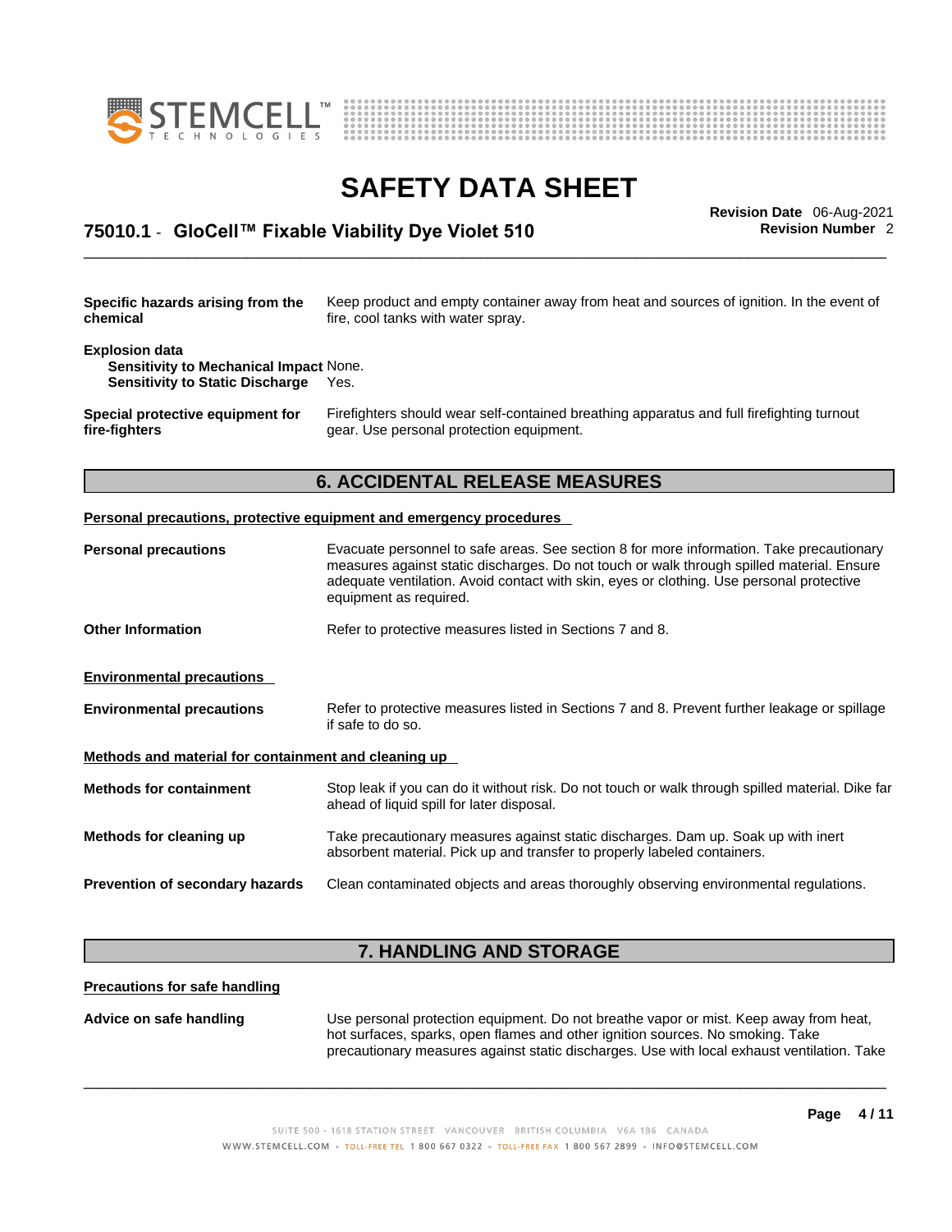**Specific hazards arising from the chemical** Keep product and empty container away from heat and sources of ignition. In the event of fire, cool tanks with water spray.

**Explosion data**
**Sensitivity to Mechanical Impact** None.
**Sensitivity to Static Discharge** Yes.

**Special protective equipment for fire-fighters** Firefighters should wear self-contained breathing apparatus and full firefighting turnout gear. Use personal protection equipment.

## 6. ACCIDENTAL RELEASE MEASURES

**Personal precautions, protective equipment and emergency procedures**

**Personal precautions** Evacuate personnel to safe areas. See section 8 for more information. Take precautionary measures against static discharges. Do not touch or walk through spilled material. Ensure adequate ventilation. Avoid contact with skin, eyes or clothing. Use personal protective equipment as required.

**Other Information** Refer to protective measures listed in Sections 7 and 8.

**Environmental precautions**

**Environmental precautions** Refer to protective measures listed in Sections 7 and 8. Prevent further leakage or spillage if safe to do so.

**Methods and material for containment and cleaning up**

**Methods for containment** Stop leak if you can do it without risk. Do not touch or walk through spilled material. Dike far ahead of liquid spill for later disposal.

**Methods for cleaning up** Take precautionary measures against static discharges. Dam up. Soak up with inert absorbent material. Pick up and transfer to properly labeled containers.

**Prevention of secondary hazards** Clean contaminated objects and areas thoroughly observing environmental regulations.

## 7. HANDLING AND STORAGE

**Precautions for safe handling**

**Advice on safe handling** Use personal protection equipment. Do not breathe vapor or mist. Keep away from heat, hot surfaces, sparks, open flames and other ignition sources. No smoking. Take precautionary measures against static discharges. Use with local exhaust ventilation. Take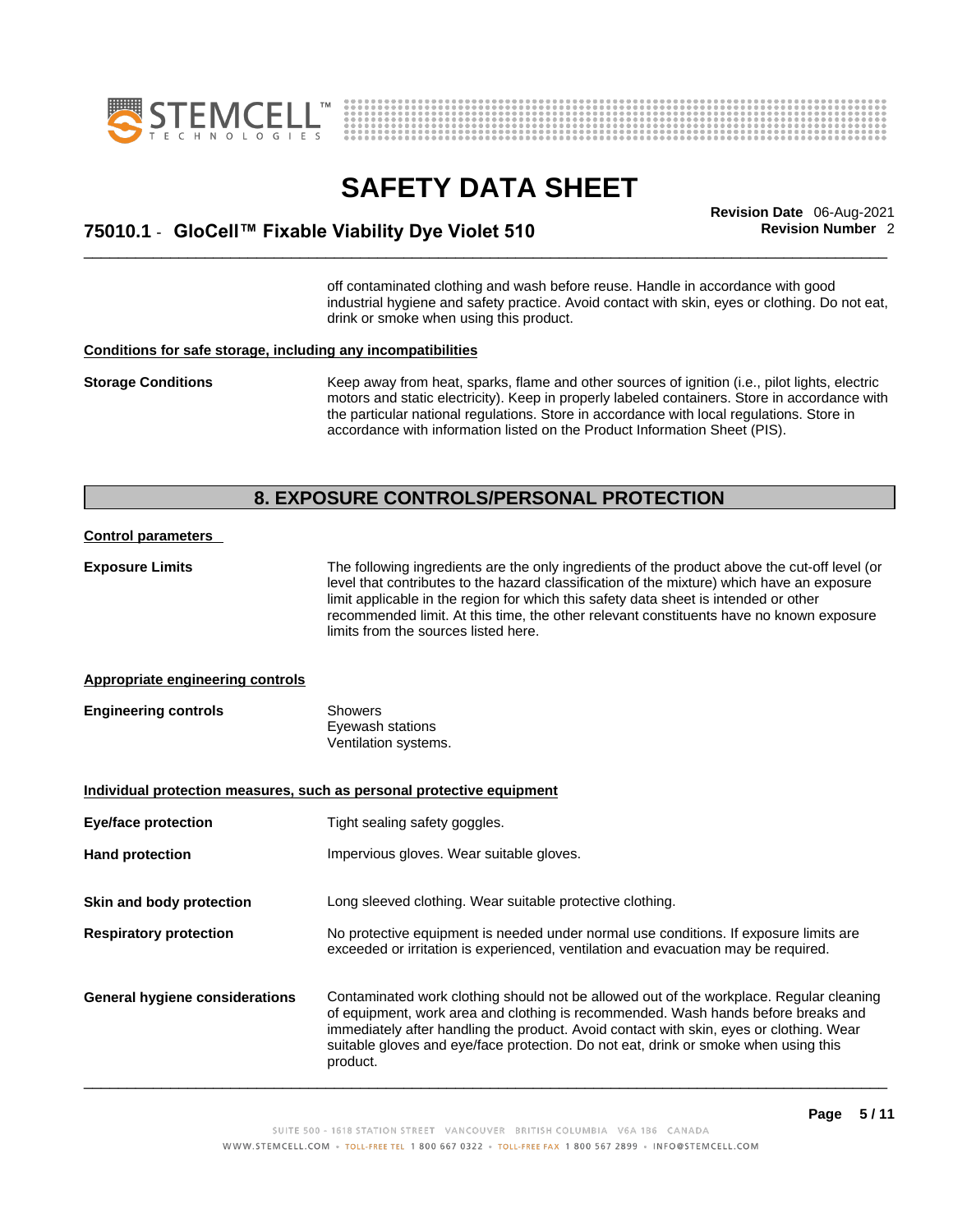off contaminated clothing and wash before reuse. Handle in accordance with good industrial hygiene and safety practice. Avoid contact with skin, eyes or clothing. Do not eat, drink or smoke when using this product.

<u>**Conditions for safe storage, including any incompatibilities**</u>

**Storage Conditions** Keep away from heat, sparks, flame and other sources of ignition (i.e., pilot lights, electric motors and static electricity). Keep in properly labeled containers. Store in accordance with the particular national regulations. Store in accordance with local regulations. Store in accordance with information listed on the Product Information Sheet (PIS).

## 8. EXPOSURE CONTROLS/PERSONAL PROTECTION

<u>**Control parameters**</u>

**Exposure Limits** The following ingredients are the only ingredients of the product above the cut-off level (or level that contributes to the hazard classification of the mixture) which have an exposure limit applicable in the region for which this safety data sheet is intended or other recommended limit. At this time, the other relevant constituents have no known exposure limits from the sources listed here.

<u>**Appropriate engineering controls**</u>

**Engineering controls** Showers
Eyewash stations
Ventilation systems.

<u>**Individual protection measures, such as personal protective equipment**</u>

**Eye/face protection** Tight sealing safety goggles.

**Hand protection** Impervious gloves. Wear suitable gloves.

**Skin and body protection** Long sleeved clothing. Wear suitable protective clothing.

**Respiratory protection** No protective equipment is needed under normal use conditions. If exposure limits are exceeded or irritation is experienced, ventilation and evacuation may be required.

**General hygiene considerations** Contaminated work clothing should not be allowed out of the workplace. Regular cleaning of equipment, work area and clothing is recommended. Wash hands before breaks and immediately after handling the product. Avoid contact with skin, eyes or clothing. Wear suitable gloves and eye/face protection. Do not eat, drink or smoke when using this product.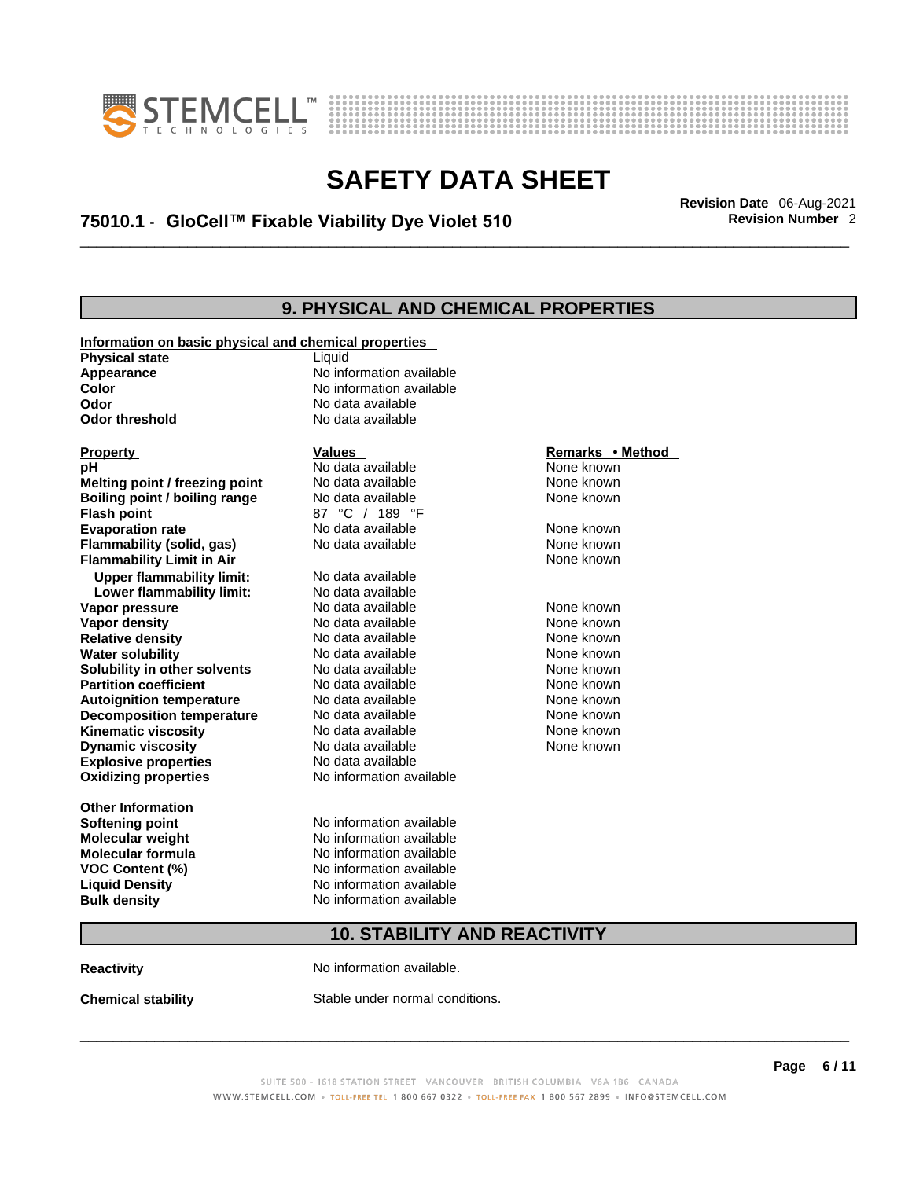## 9. PHYSICAL AND CHEMICAL PROPERTIES

**Information on basic physical and chemical properties**

| | |
|---|---|
| **Physical state** | Liquid |
| **Appearance** | No information available |
| **Color** | No information available |
| **Odor** | No data available |
| **Odor threshold** | No data available |

| Property | Values | Remarks • Method |
|---|---|---|
| **pH** | No data available | None known |
| **Melting point / freezing point** | No data available | None known |
| **Boiling point / boiling range** | No data available | None known |
| **Flash point** | 87 °C / 189 °F | |
| **Evaporation rate** | No data available | None known |
| **Flammability (solid, gas)** | No data available | None known |
| **Flammability Limit in Air** | | None known |
| **Upper flammability limit:** | No data available | |
| **Lower flammability limit:** | No data available | |
| **Vapor pressure** | No data available | None known |
| **Vapor density** | No data available | None known |
| **Relative density** | No data available | None known |
| **Water solubility** | No data available | None known |
| **Solubility in other solvents** | No data available | None known |
| **Partition coefficient** | No data available | None known |
| **Autoignition temperature** | No data available | None known |
| **Decomposition temperature** | No data available | None known |
| **Kinematic viscosity** | No data available | None known |
| **Dynamic viscosity** | No data available | None known |
| **Explosive properties** | No data available | |
| **Oxidizing properties** | No information available | |

**Other Information**

| | |
|---|---|
| **Softening point** | No information available |
| **Molecular weight** | No information available |
| **Molecular formula** | No information available |
| **VOC Content (%)** | No information available |
| **Liquid Density** | No information available |
| **Bulk density** | No information available |

## 10. STABILITY AND REACTIVITY

| | |
|---|---|
| **Reactivity** | No information available. |
| **Chemical stability** | Stable under normal conditions. |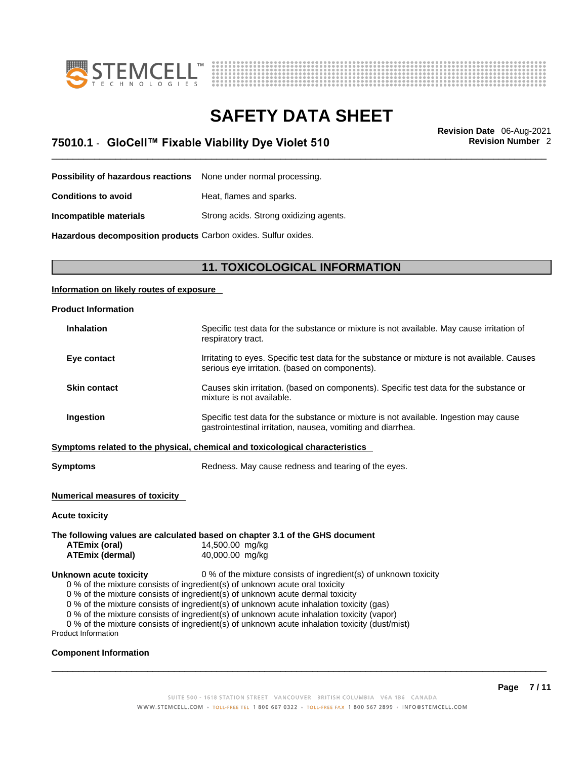**Possibility of hazardous reactions** None under normal processing.

**Conditions to avoid** Heat, flames and sparks.

**Incompatible materials** Strong acids. Strong oxidizing agents.

**Hazardous decomposition products** Carbon oxides. Sulfur oxides.

## 11. TOXICOLOGICAL INFORMATION

**Information on likely routes of exposure**

**Product Information**

**Inhalation** Specific test data for the substance or mixture is not available. May cause irritation of respiratory tract.

**Eye contact** Irritating to eyes. Specific test data for the substance or mixture is not available. Causes serious eye irritation. (based on components).

**Skin contact** Causes skin irritation. (based on components). Specific test data for the substance or mixture is not available.

**Ingestion** Specific test data for the substance or mixture is not available. Ingestion may cause gastrointestinal irritation, nausea, vomiting and diarrhea.

**Symptoms related to the physical, chemical and toxicological characteristics**

**Symptoms** Redness. May cause redness and tearing of the eyes.

**Numerical measures of toxicity**

**Acute toxicity**

**The following values are calculated based on chapter 3.1 of the GHS document**

**ATEmix (oral)** 14,500.00 mg/kg
**ATEmix (dermal)** 40,000.00 mg/kg

**Unknown acute toxicity** 0 % of the mixture consists of ingredient(s) of unknown toxicity

0 % of the mixture consists of ingredient(s) of unknown acute oral toxicity
0 % of the mixture consists of ingredient(s) of unknown acute dermal toxicity
0 % of the mixture consists of ingredient(s) of unknown acute inhalation toxicity (gas)
0 % of the mixture consists of ingredient(s) of unknown acute inhalation toxicity (vapor)
0 % of the mixture consists of ingredient(s) of unknown acute inhalation toxicity (dust/mist)

Product Information

**Component Information**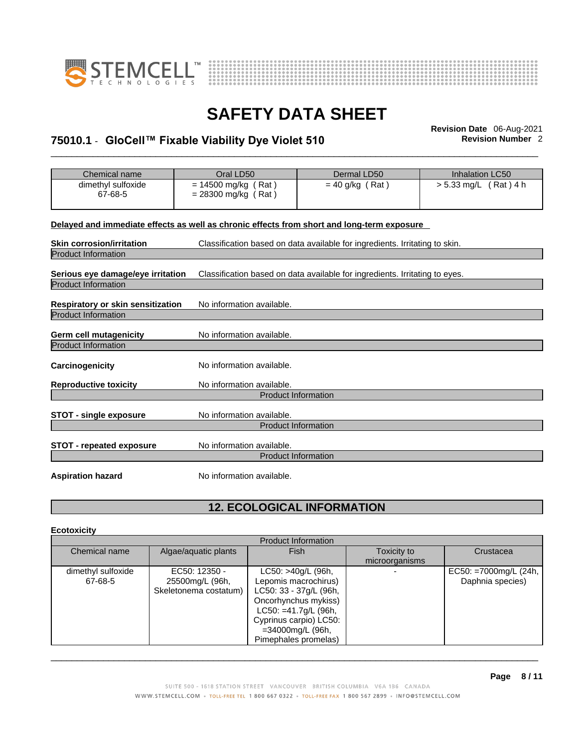| Chemical name | Oral LD50 | Dermal LD50 | Inhalation LC50 |
|---|---|---|---|
| dimethyl sulfoxide<br>67-68-5 | = 14500 mg/kg ( Rat )<br>= 28300 mg/kg ( Rat ) | = 40 g/kg ( Rat ) | > 5.33 mg/L ( Rat ) 4 h |

**Delayed and immediate effects as well as chronic effects from short and long-term exposure**

**Skin corrosion/irritation** Classification based on data available for ingredients. Irritating to skin.

Product Information

**Serious eye damage/eye irritation** Classification based on data available for ingredients. Irritating to eyes.

Product Information

**Respiratory or skin sensitization** No information available.

Product Information

**Germ cell mutagenicity** No information available.

Product Information

**Carcinogenicity** No information available.

**Reproductive toxicity** No information available.

Product Information

**STOT - single exposure** No information available.

Product Information

**STOT - repeated exposure** No information available.

Product Information

**Aspiration hazard** No information available.

## 12. ECOLOGICAL INFORMATION

**Ecotoxicity**

| Product Information | | | | |
|---|---|---|---|---|
| Chemical name | Algae/aquatic plants | Fish | Toxicity to microorganisms | Crustacea |
| dimethyl sulfoxide<br>67-68-5 | EC50: 12350 - 25500mg/L (96h, Skeletonema costatum) | LC50: >40g/L (96h, Lepomis macrochirus) LC50: 33 - 37g/L (96h, Oncorhynchus mykiss) LC50: =41.7g/L (96h, Cyprinus carpio) LC50: =34000mg/L (96h, Pimephales promelas) | - | EC50: =7000mg/L (24h, Daphnia species) |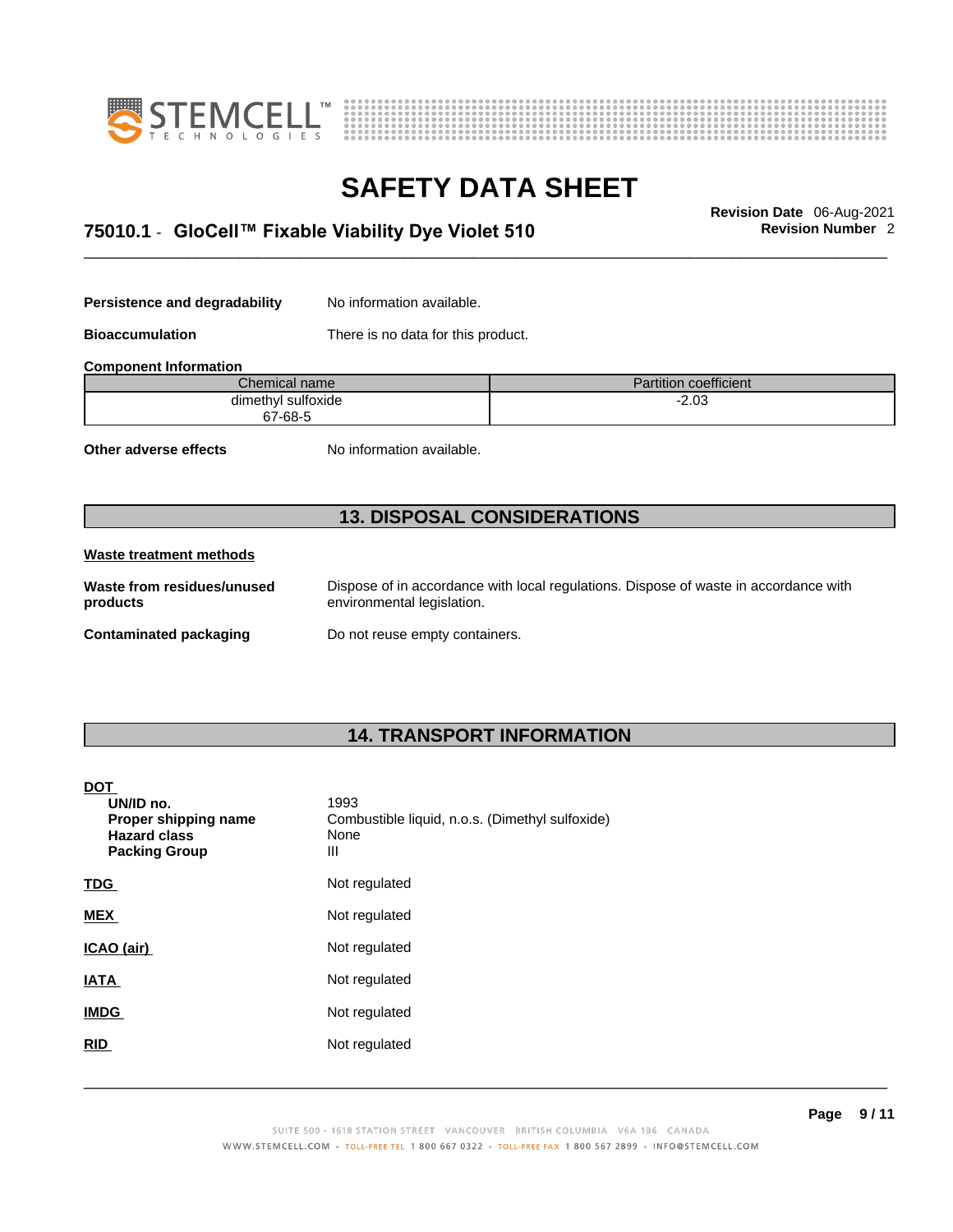**Persistence and degradability** No information available.

**Bioaccumulation** There is no data for this product.

**Component Information**

| Chemical name | Partition coefficient |
| --- | --- |
| dimethyl sulfoxide 67-68-5 | -2.03 |

**Other adverse effects** No information available.

## 13. DISPOSAL CONSIDERATIONS

**Waste treatment methods**

**Waste from residues/unused products** Dispose of in accordance with local regulations. Dispose of waste in accordance with environmental legislation.

**Contaminated packaging** Do not reuse empty containers.

## 14. TRANSPORT INFORMATION

**DOT**

**UN/ID no.** 1993
**Proper shipping name** Combustible liquid, n.o.s. (Dimethyl sulfoxide)
**Hazard class** None
**Packing Group** III

**TDG** Not regulated

**MEX** Not regulated

**ICAO (air)** Not regulated

**IATA** Not regulated

**IMDG** Not regulated

**RID** Not regulated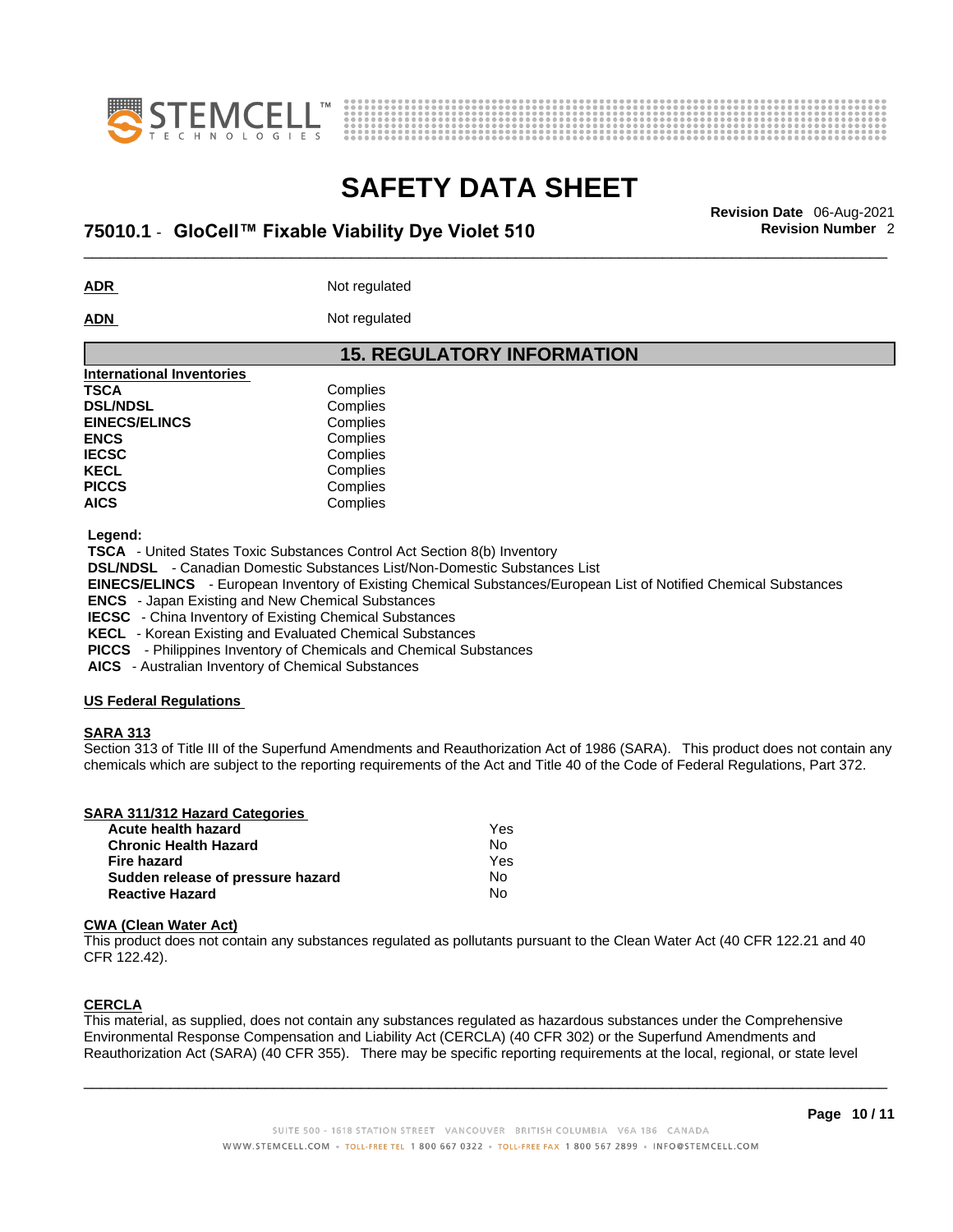**ADR** Not regulated

**ADN** Not regulated

## 15. REGULATORY INFORMATION

**International Inventories**

| | |
|---|---|
| **TSCA** | Complies |
| **DSL/NDSL** | Complies |
| **EINECS/ELINCS** | Complies |
| **ENCS** | Complies |
| **IECSC** | Complies |
| **KECL** | Complies |
| **PICCS** | Complies |
| **AICS** | Complies |

**Legend:**

**TSCA** - United States Toxic Substances Control Act Section 8(b) Inventory
**DSL/NDSL** - Canadian Domestic Substances List/Non-Domestic Substances List
**EINECS/ELINCS** - European Inventory of Existing Chemical Substances/European List of Notified Chemical Substances
**ENCS** - Japan Existing and New Chemical Substances
**IECSC** - China Inventory of Existing Chemical Substances
**KECL** - Korean Existing and Evaluated Chemical Substances
**PICCS** - Philippines Inventory of Chemicals and Chemical Substances
**AICS** - Australian Inventory of Chemical Substances

**US Federal Regulations**

**SARA 313**

Section 313 of Title III of the Superfund Amendments and Reauthorization Act of 1986 (SARA). This product does not contain any chemicals which are subject to the reporting requirements of the Act and Title 40 of the Code of Federal Regulations, Part 372.

**SARA 311/312 Hazard Categories**

| | |
|---|---|
| **Acute health hazard** | Yes |
| **Chronic Health Hazard** | No |
| **Fire hazard** | Yes |
| **Sudden release of pressure hazard** | No |
| **Reactive Hazard** | No |

**CWA (Clean Water Act)**

This product does not contain any substances regulated as pollutants pursuant to the Clean Water Act (40 CFR 122.21 and 40 CFR 122.42).

**CERCLA**

This material, as supplied, does not contain any substances regulated as hazardous substances under the Comprehensive Environmental Response Compensation and Liability Act (CERCLA) (40 CFR 302) or the Superfund Amendments and Reauthorization Act (SARA) (40 CFR 355). There may be specific reporting requirements at the local, regional, or state level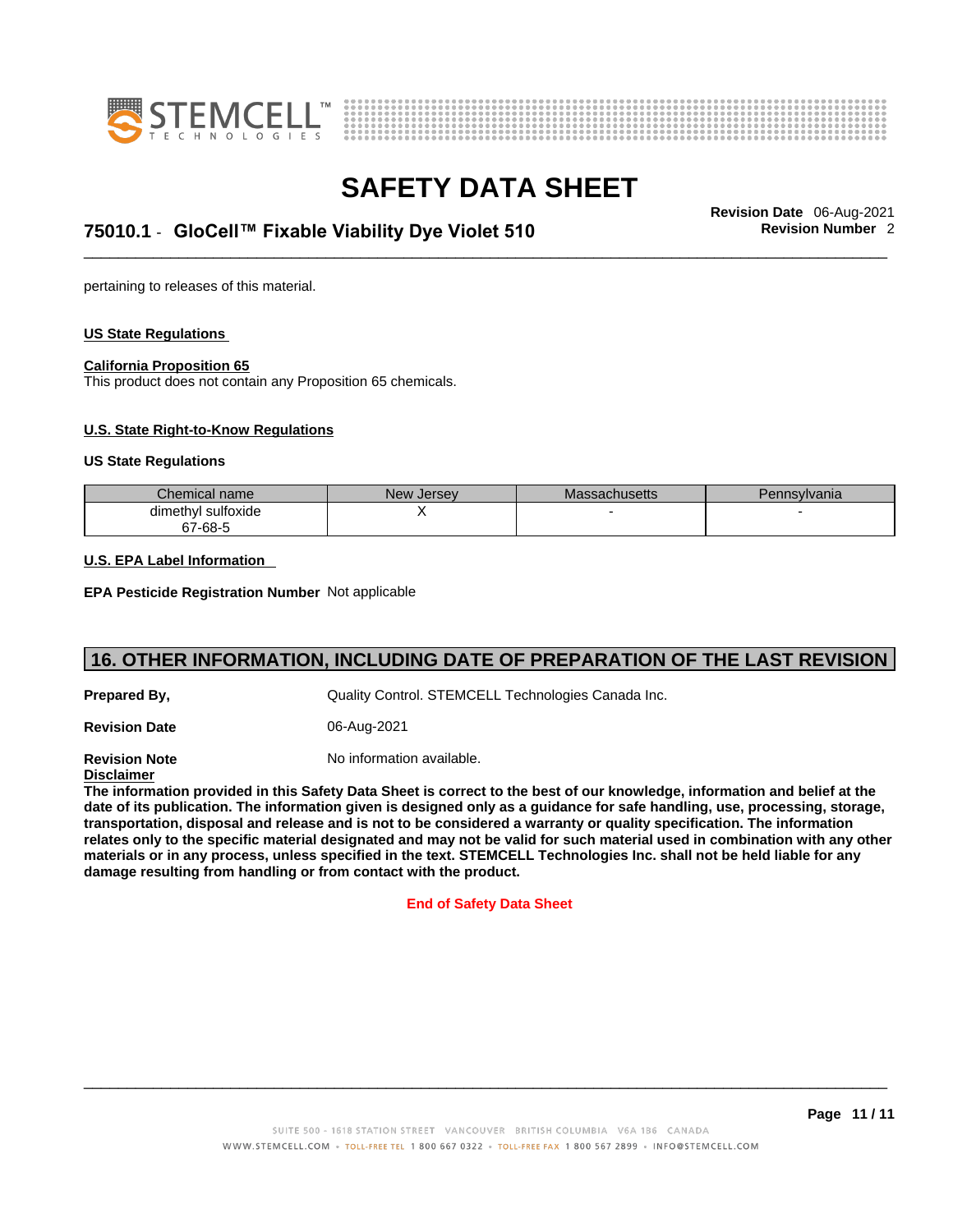pertaining to releases of this material.

**US State Regulations**

**California Proposition 65**

This product does not contain any Proposition 65 chemicals.

**U.S. State Right-to-Know Regulations**

**US State Regulations**

| Chemical name | New Jersey | Massachusetts | Pennsylvania |
|---|---|---|---|
| dimethyl sulfoxide 67-68-5 | X | - | - |

**U.S. EPA Label Information**

**EPA Pesticide Registration Number** Not applicable

## 16. OTHER INFORMATION, INCLUDING DATE OF PREPARATION OF THE LAST REVISION

**Prepared By,** Quality Control. STEMCELL Technologies Canada Inc.

**Revision Date** 06-Aug-2021

**Revision Note** No information available.

**Disclaimer**

**The information provided in this Safety Data Sheet is correct to the best of our knowledge, information and belief at the date of its publication. The information given is designed only as a guidance for safe handling, use, processing, storage, transportation, disposal and release and is not to be considered a warranty or quality specification. The information relates only to the specific material designated and may not be valid for such material used in combination with any other materials or in any process, unless specified in the text. STEMCELL Technologies Inc. shall not be held liable for any damage resulting from handling or from contact with the product.**

**End of Safety Data Sheet**